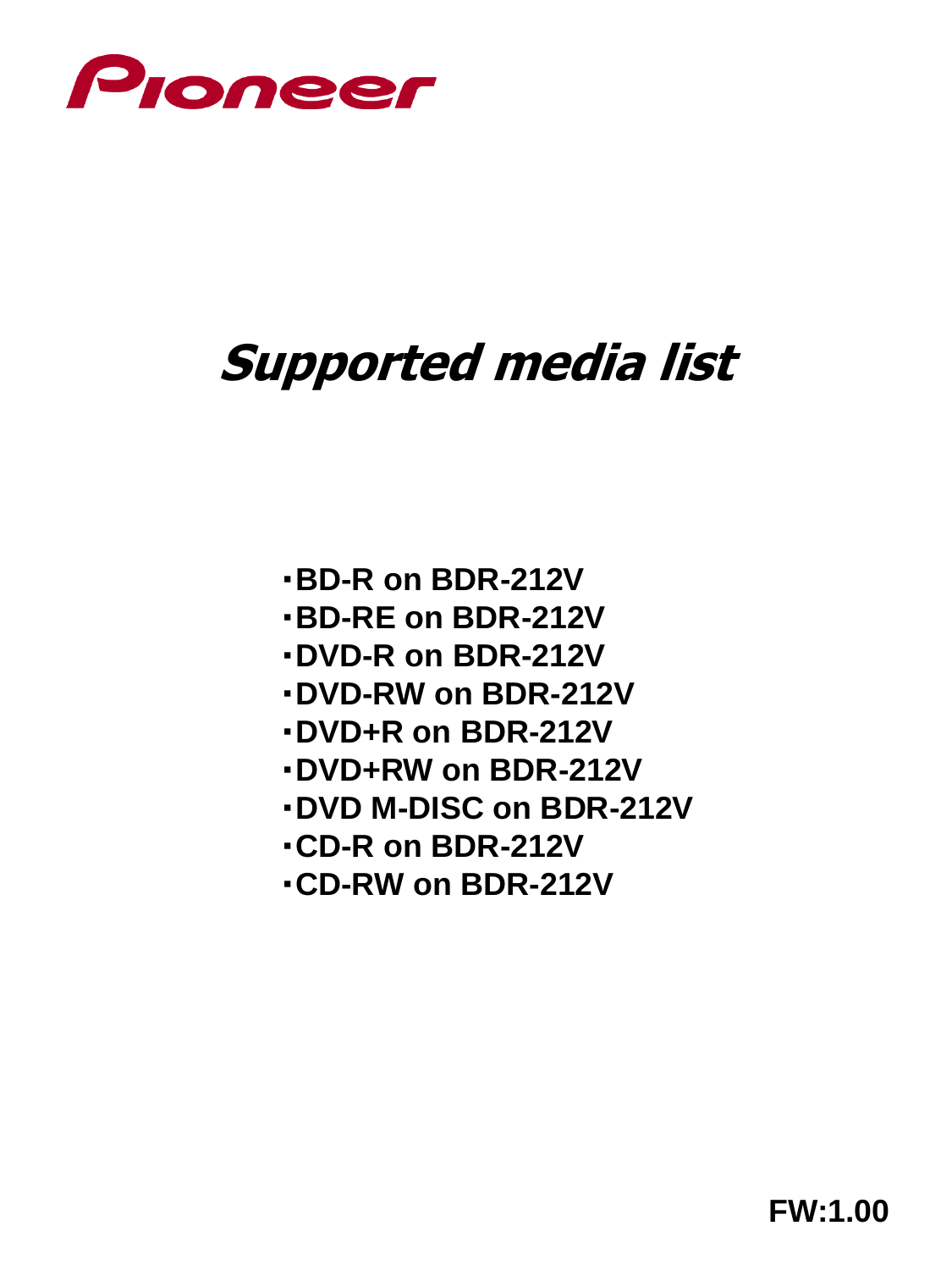Pioneer

# Supported media list

- **BD-R on BDR-212V**
- **BD-RE on BDR-212V**
- **DVD-R on BDR-212V**
- **DVD-RW on BDR-212V**
- **DVD+R on BDR-212V**
- **DVD+RW on BDR-212V**
- **DVD M-DISC on BDR-212V**
- **CD-R on BDR-212V**
- **CD-RW on BDR-212V**

**FW:1.00**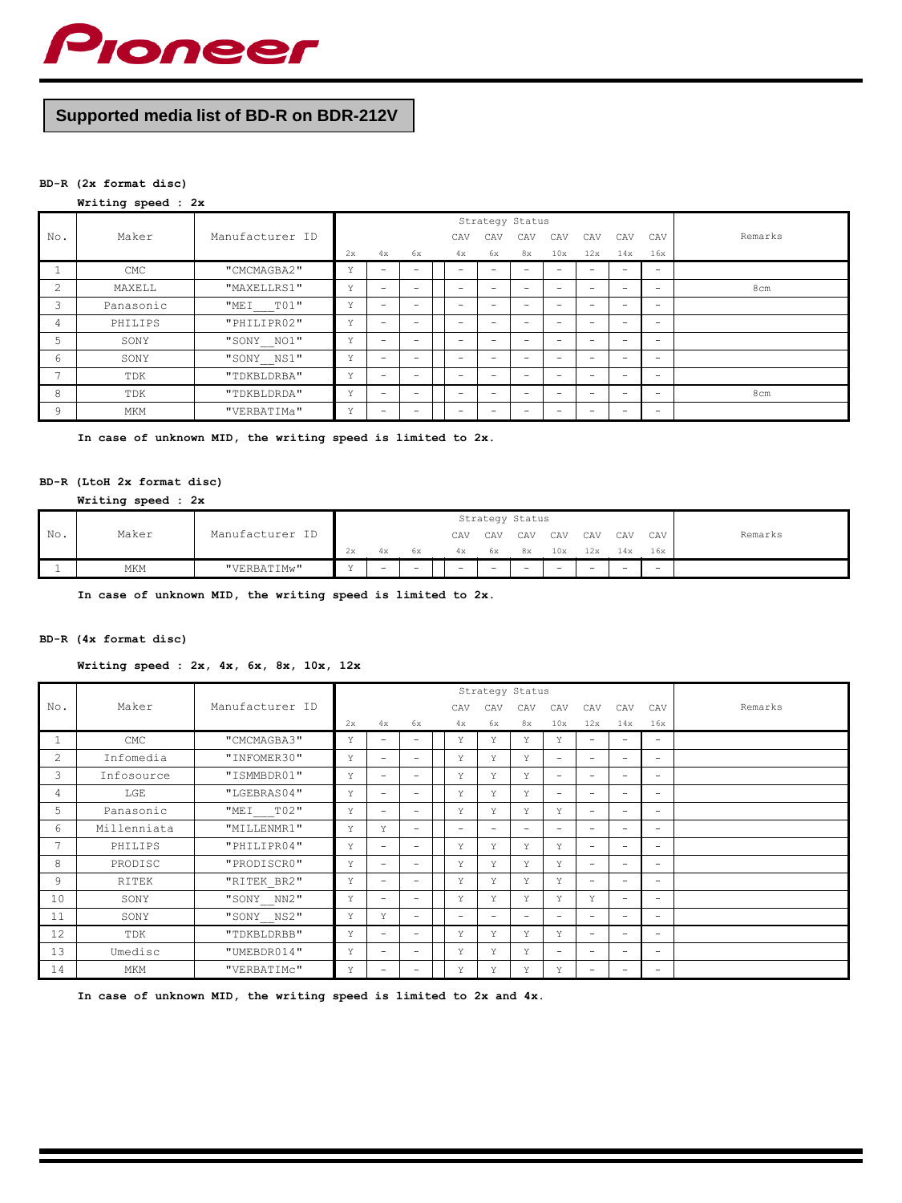Pioneer

# Supported media list of BD-R on BDR-212V

**BD-R (2x format disc)**

**Writing speed : 2x**

| No. | Maker | Manufacturer ID | Strategy Status | | | | | | | | | | Remarks |
|---|---|---|---|---|---|---|---|---|---|---|---|---|---|
| | | | 2x | 4x | 6x | CAV 4x | CAV 6x | CAV 8x | CAV 10x | CAV 12x | CAV 14x | CAV 16x | |
| 1 | CMC | "CMCMAGBA2" | Y | - | - | - | - | - | - | - | - | - | |
| 2 | MAXELL | "MAXELLRS1" | Y | - | - | - | - | - | - | - | - | - | 8cm |
| 3 | Panasonic | "MEI__T01" | Y | - | - | - | - | - | - | - | - | - | |
| 4 | PHILIPS | "PHILIPR02" | Y | - | - | - | - | - | - | - | - | - | |
| 5 | SONY | "SONY__NO1" | Y | - | - | - | - | - | - | - | - | - | |
| 6 | SONY | "SONY__NS1" | Y | - | - | - | - | - | - | - | - | - | |
| 7 | TDK | "TDKBLDRBA" | Y | - | - | - | - | - | - | - | - | - | |
| 8 | TDK | "TDKBLDRDA" | Y | - | - | - | - | - | - | - | - | - | 8cm |
| 9 | MKM | "VERBATIMa" | Y | - | - | - | - | - | - | - | - | - | |

**In case of unknown MID, the writing speed is limited to 2x.**

**BD-R (LtoH 2x format disc)**

**Writing speed : 2x**

| No. | Maker | Manufacturer ID | Strategy Status | | | | | | | | | | Remarks |
|---|---|---|---|---|---|---|---|---|---|---|---|---|---|
| | | | 2x | 4x | 6x | CAV 4x | CAV 6x | CAV 8x | CAV 10x | CAV 12x | CAV 14x | CAV 16x | |
| 1 | MKM | "VERBATIMw" | Y | - | - | - | - | - | - | - | - | - | |

**In case of unknown MID, the writing speed is limited to 2x.**

**BD-R (4x format disc)**

**Writing speed : 2x, 4x, 6x, 8x, 10x, 12x**

| No. | Maker | Manufacturer ID | Strategy Status | | | | | | | | | | Remarks |
|---|---|---|---|---|---|---|---|---|---|---|---|---|---|
| | | | 2x | 4x | 6x | CAV 4x | CAV 6x | CAV 8x | CAV 10x | CAV 12x | CAV 14x | CAV 16x | |
| 1 | CMC | "CMCMAGBA3" | Y | - | - | Y | Y | Y | Y | - | - | - | |
| 2 | Infomedia | "INFOMER30" | Y | - | - | Y | Y | Y | - | - | - | - | |
| 3 | Infosource | "ISMMBDR01" | Y | - | - | Y | Y | Y | - | - | - | - | |
| 4 | LGE | "LGEBRAS04" | Y | - | - | Y | Y | Y | - | - | - | - | |
| 5 | Panasonic | "MEI__T02" | Y | - | - | Y | Y | Y | Y | - | - | - | |
| 6 | Millenniata | "MILLENMR1" | Y | Y | - | - | - | - | - | - | - | - | |
| 7 | PHILIPS | "PHILIPR04" | Y | - | - | Y | Y | Y | Y | - | - | - | |
| 8 | PRODISC | "PRODISCR0" | Y | - | - | Y | Y | Y | Y | - | - | - | |
| 9 | RITEK | "RITEK_BR2" | Y | - | - | Y | Y | Y | Y | - | - | - | |
| 10 | SONY | "SONY__NN2" | Y | - | - | Y | Y | Y | Y | Y | - | - | |
| 11 | SONY | "SONY__NS2" | Y | Y | - | - | - | - | - | - | - | - | |
| 12 | TDK | "TDKBLDRBB" | Y | - | - | Y | Y | Y | Y | - | - | - | |
| 13 | Umedisc | "UMEBDR014" | Y | - | - | Y | Y | Y | - | - | - | - | |
| 14 | MKM | "VERBATIMc" | Y | - | - | Y | Y | Y | Y | - | - | - | |

**In case of unknown MID, the writing speed is limited to 2x and 4x.**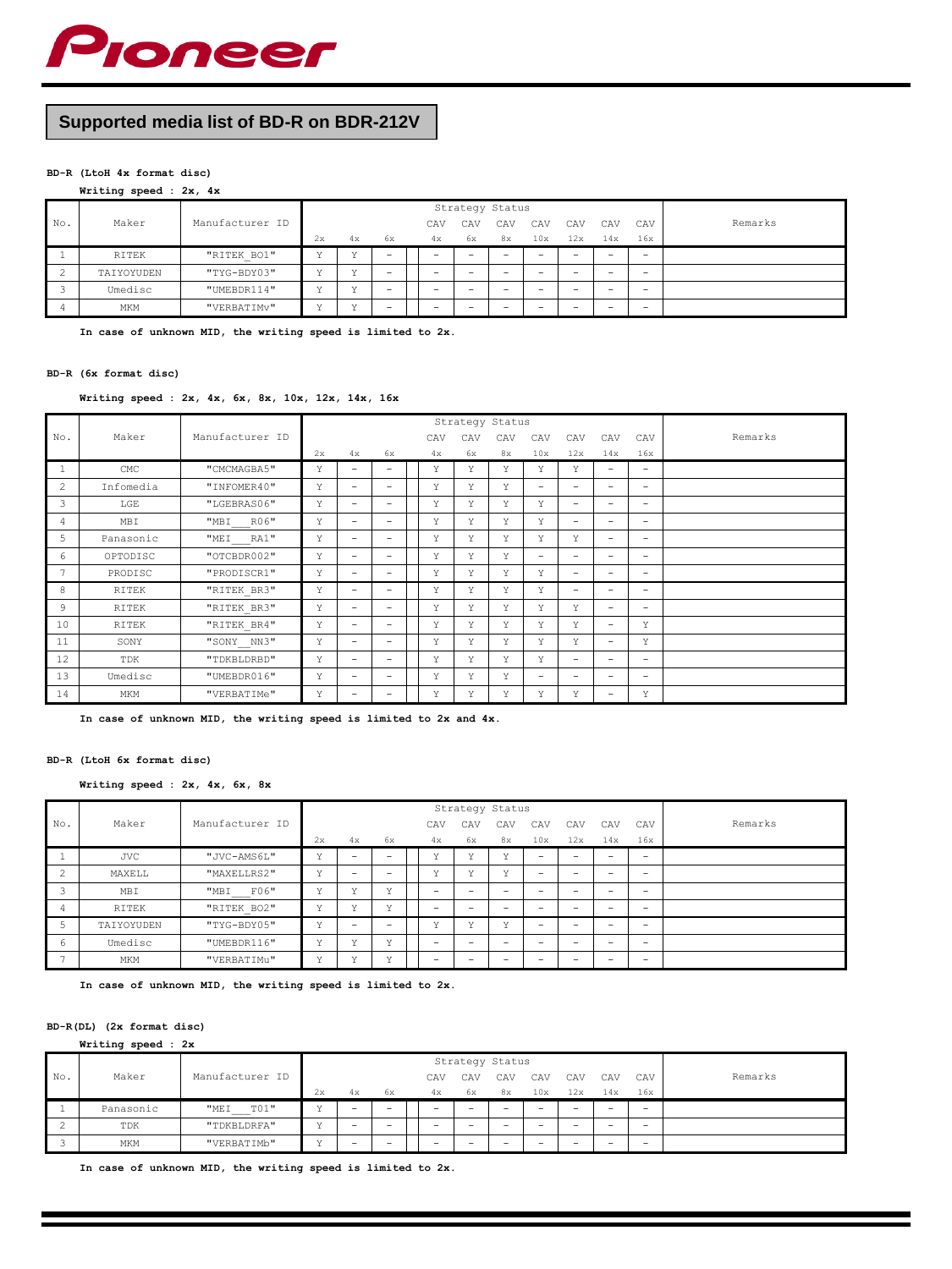# Pioneer

## Supported media list of BD-R on BDR-212V

**BD-R (LtoH 4x format disc)**

**Writing speed : 2x, 4x**

| No. | Maker | Manufacturer ID | Strategy Status | | | | | | | | | | Remarks |
|---|---|---|---|---|---|---|---|---|---|---|---|---|---|
| | | | | | | CAV | CAV | CAV | CAV | CAV | CAV | CAV | |
| | | | 2x | 4x | 6x | 4x | 6x | 8x | 10x | 12x | 14x | 16x | |
| 1 | RITEK | "RITEK_BO1" | Y | Y | - | - | - | - | - | - | - | - | |
| 2 | TAIYOYUDEN | "TYG-BDY03" | Y | Y | - | - | - | - | - | - | - | - | |
| 3 | Umedisc | "UMEBDR114" | Y | Y | - | - | - | - | - | - | - | - | |
| 4 | MKM | "VERBATIMv" | Y | Y | - | - | - | - | - | - | - | - | |

**In case of unknown MID, the writing speed is limited to 2x.**

**BD-R (6x format disc)**

**Writing speed : 2x, 4x, 6x, 8x, 10x, 12x, 14x, 16x**

| No. | Maker | Manufacturer ID | Strategy Status | | | | | | | | | | Remarks |
|---|---|---|---|---|---|---|---|---|---|---|---|---|---|
| | | | | | | CAV | CAV | CAV | CAV | CAV | CAV | CAV | |
| | | | 2x | 4x | 6x | 4x | 6x | 8x | 10x | 12x | 14x | 16x | |
| 1 | CMC | "CMCMAGBA5" | Y | - | - | Y | Y | Y | Y | Y | - | - | |
| 2 | Infomedia | "INFOMER40" | Y | - | - | Y | Y | Y | - | - | - | - | |
| 3 | LGE | "LGEBRAS06" | Y | - | - | Y | Y | Y | Y | - | - | - | |
| 4 | MBI | "MBI___R06" | Y | - | - | Y | Y | Y | Y | - | - | - | |
| 5 | Panasonic | "MEI___RA1" | Y | - | - | Y | Y | Y | Y | Y | - | - | |
| 6 | OPTODISC | "OTCBDR002" | Y | - | - | Y | Y | Y | - | - | - | - | |
| 7 | PRODISC | "PRODISCR1" | Y | - | - | Y | Y | Y | Y | - | - | - | |
| 8 | RITEK | "RITEK_BR3" | Y | - | - | Y | Y | Y | Y | - | - | - | |
| 9 | RITEK | "RITEK_BR3" | Y | - | - | Y | Y | Y | Y | Y | - | - | |
| 10 | RITEK | "RITEK_BR4" | Y | - | - | Y | Y | Y | Y | Y | - | Y | |
| 11 | SONY | "SONY__NN3" | Y | - | - | Y | Y | Y | Y | Y | - | Y | |
| 12 | TDK | "TDKBLDRBD" | Y | - | - | Y | Y | Y | Y | - | - | - | |
| 13 | Umedisc | "UMEBDR016" | Y | - | - | Y | Y | Y | - | - | - | - | |
| 14 | MKM | "VERBATIMe" | Y | - | - | Y | Y | Y | Y | Y | - | Y | |

**In case of unknown MID, the writing speed is limited to 2x and 4x.**

**BD-R (LtoH 6x format disc)**

**Writing speed : 2x, 4x, 6x, 8x**

| No. | Maker | Manufacturer ID | Strategy Status | | | | | | | | | | Remarks |
|---|---|---|---|---|---|---|---|---|---|---|---|---|---|
| | | | | | | CAV | CAV | CAV | CAV | CAV | CAV | CAV | |
| | | | 2x | 4x | 6x | 4x | 6x | 8x | 10x | 12x | 14x | 16x | |
| 1 | JVC | "JVC-AMS6L" | Y | - | - | Y | Y | Y | - | - | - | - | |
| 2 | MAXELL | "MAXELLRS2" | Y | - | - | Y | Y | Y | - | - | - | - | |
| 3 | MBI | "MBI___F06" | Y | Y | Y | - | - | - | - | - | - | - | |
| 4 | RITEK | "RITEK_BO2" | Y | Y | Y | - | - | - | - | - | - | - | |
| 5 | TAIYOYUDEN | "TYG-BDY05" | Y | - | - | Y | Y | Y | - | - | - | - | |
| 6 | Umedisc | "UMEBDR116" | Y | Y | Y | - | - | - | - | - | - | - | |
| 7 | MKM | "VERBATIMu" | Y | Y | Y | - | - | - | - | - | - | - | |

**In case of unknown MID, the writing speed is limited to 2x.**

**BD-R(DL) (2x format disc)**

**Writing speed : 2x**

| No. | Maker | Manufacturer ID | Strategy Status | | | | | | | | | | Remarks |
|---|---|---|---|---|---|---|---|---|---|---|---|---|---|
| | | | | | | CAV | CAV | CAV | CAV | CAV | CAV | CAV | |
| | | | 2x | 4x | 6x | 4x | 6x | 8x | 10x | 12x | 14x | 16x | |
| 1 | Panasonic | "MEI___T01" | Y | - | - | - | - | - | - | - | - | - | |
| 2 | TDK | "TDKBLDRFA" | Y | - | - | - | - | - | - | - | - | - | |
| 3 | MKM | "VERBATIMb" | Y | - | - | - | - | - | - | - | - | - | |

**In case of unknown MID, the writing speed is limited to 2x.**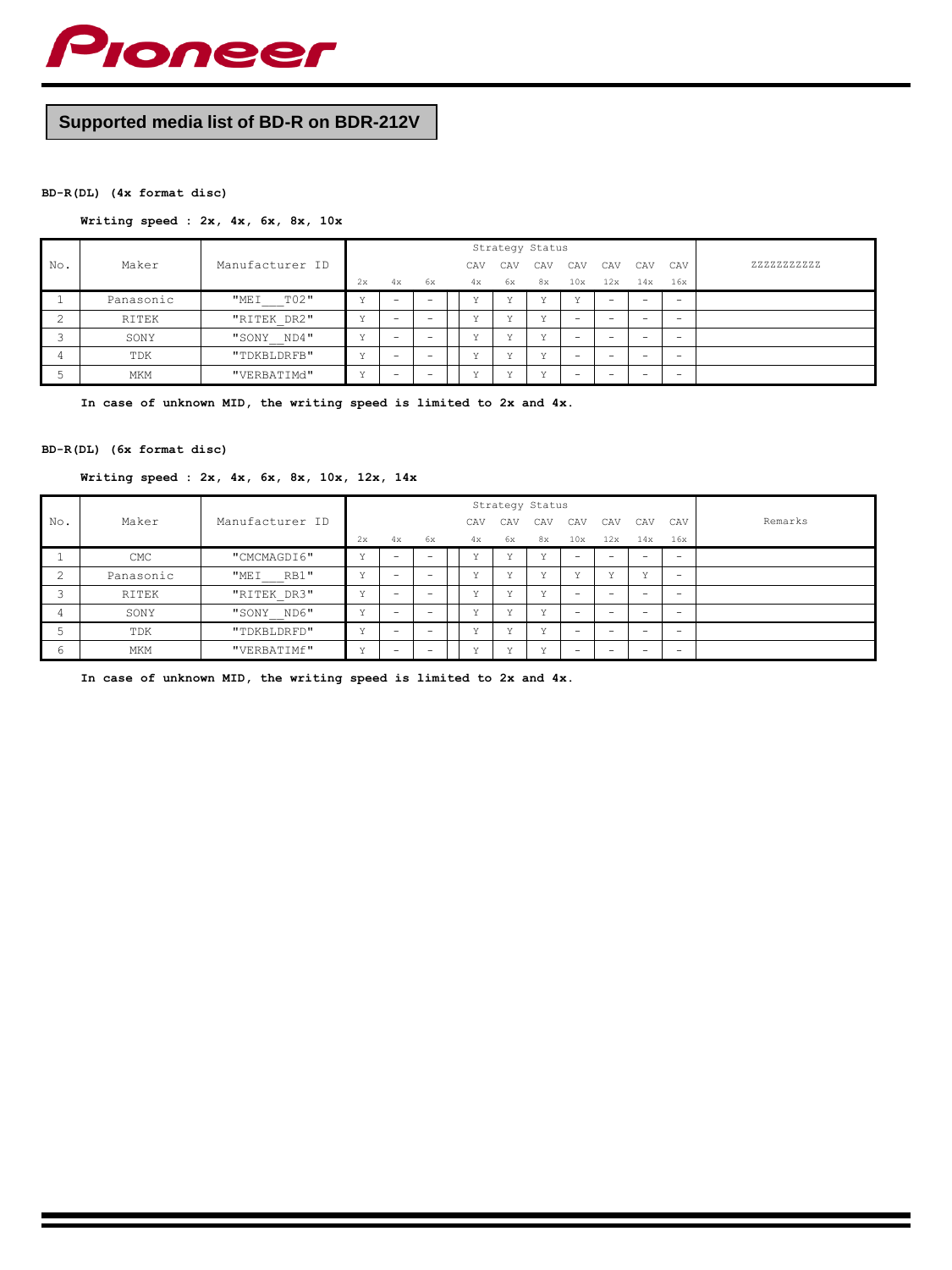# Supported media list of BD-R on BDR-212V

**BD-R(DL) (4x format disc)**

**Writing speed : 2x, 4x, 6x, 8x, 10x**

| No. | Maker | Manufacturer ID | Strategy Status | | | | | | | | | | | ZZZZZZZZZZ |
|---|---|---|---|---|---|---|---|---|---|---|---|---|---|---|
| | | | | | | | CAV | CAV | CAV | CAV | CAV | CAV | CAV | |
| | | | 2x | 4x | 6x | | 4x | 6x | 8x | 10x | 12x | 14x | 16x | |
| 1 | Panasonic | "MEI___T02" | Y | - | - | | Y | Y | Y | Y | - | - | - | |
| 2 | RITEK | "RITEK_DR2" | Y | - | - | | Y | Y | Y | - | - | - | - | |
| 3 | SONY | "SONY__ND4" | Y | - | - | | Y | Y | Y | - | - | - | - | |
| 4 | TDK | "TDKBLDRFB" | Y | - | - | | Y | Y | Y | - | - | - | - | |
| 5 | MKM | "VERBATIMd" | Y | - | - | | Y | Y | Y | - | - | - | - | |

**In case of unknown MID, the writing speed is limited to 2x and 4x.**

**BD-R(DL) (6x format disc)**

**Writing speed : 2x, 4x, 6x, 8x, 10x, 12x, 14x**

| No. | Maker | Manufacturer ID | Strategy Status | | | | | | | | | | | Remarks |
|---|---|---|---|---|---|---|---|---|---|---|---|---|---|---|
| | | | | | | | CAV | CAV | CAV | CAV | CAV | CAV | CAV | |
| | | | 2x | 4x | 6x | | 4x | 6x | 8x | 10x | 12x | 14x | 16x | |
| 1 | CMC | "CMCMAGDI6" | Y | - | - | | Y | Y | Y | - | - | - | - | |
| 2 | Panasonic | "MEI___RB1" | Y | - | - | | Y | Y | Y | Y | Y | Y | - | |
| 3 | RITEK | "RITEK_DR3" | Y | - | - | | Y | Y | Y | - | - | - | - | |
| 4 | SONY | "SONY__ND6" | Y | - | - | | Y | Y | Y | - | - | - | - | |
| 5 | TDK | "TDKBLDRFD" | Y | - | - | | Y | Y | Y | - | - | - | - | |
| 6 | MKM | "VERBATIMf" | Y | - | - | | Y | Y | Y | - | - | - | - | |

**In case of unknown MID, the writing speed is limited to 2x and 4x.**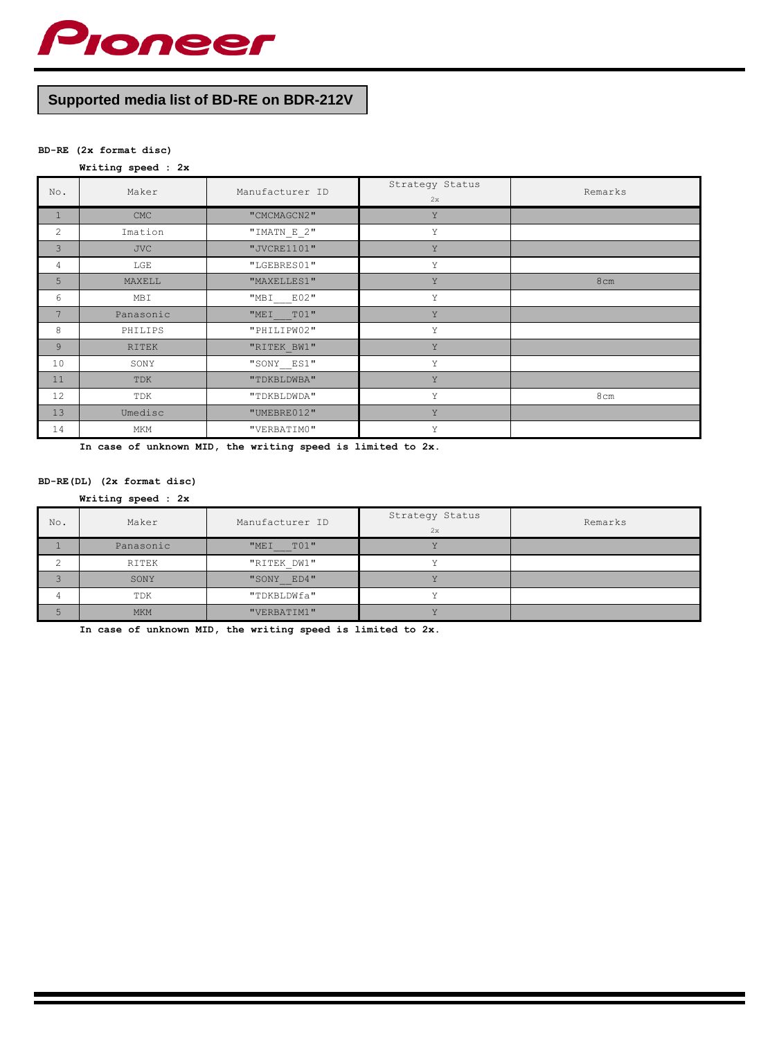# Supported media list of BD-RE on BDR-212V

**BD-RE (2x format disc)**

**Writing speed : 2x**

| No. | Maker | Manufacturer ID | Strategy Status<br>2x | Remarks |
|---|---|---|---|---|
| 1 | CMC | "CMCMAGCN2" | Y | |
| 2 | Imation | "IMATN_E_2" | Y | |
| 3 | JVC | "JVCRE1101" | Y | |
| 4 | LGE | "LGEBRES01" | Y | |
| 5 | MAXELL | "MAXELLES1" | Y | 8cm |
| 6 | MBI | "MBI___E02" | Y | |
| 7 | Panasonic | "MEI___T01" | Y | |
| 8 | PHILIPS | "PHILIPW02" | Y | |
| 9 | RITEK | "RITEK_BW1" | Y | |
| 10 | SONY | "SONY__ES1" | Y | |
| 11 | TDK | "TDKBLDWBA" | Y | |
| 12 | TDK | "TDKBLDWDA" | Y | 8cm |
| 13 | Umedisc | "UMEBRE012" | Y | |
| 14 | MKM | "VERBATIM0" | Y | |

**In case of unknown MID, the writing speed is limited to 2x.**

**BD-RE(DL) (2x format disc)**

**Writing speed : 2x**

| No. | Maker | Manufacturer ID | Strategy Status<br>2x | Remarks |
|---|---|---|---|---|
| 1 | Panasonic | "MEI___T01" | Y | |
| 2 | RITEK | "RITEK_DW1" | Y | |
| 3 | SONY | "SONY__ED4" | Y | |
| 4 | TDK | "TDKBLDWfa" | Y | |
| 5 | MKM | "VERBATIM1" | Y | |

**In case of unknown MID, the writing speed is limited to 2x.**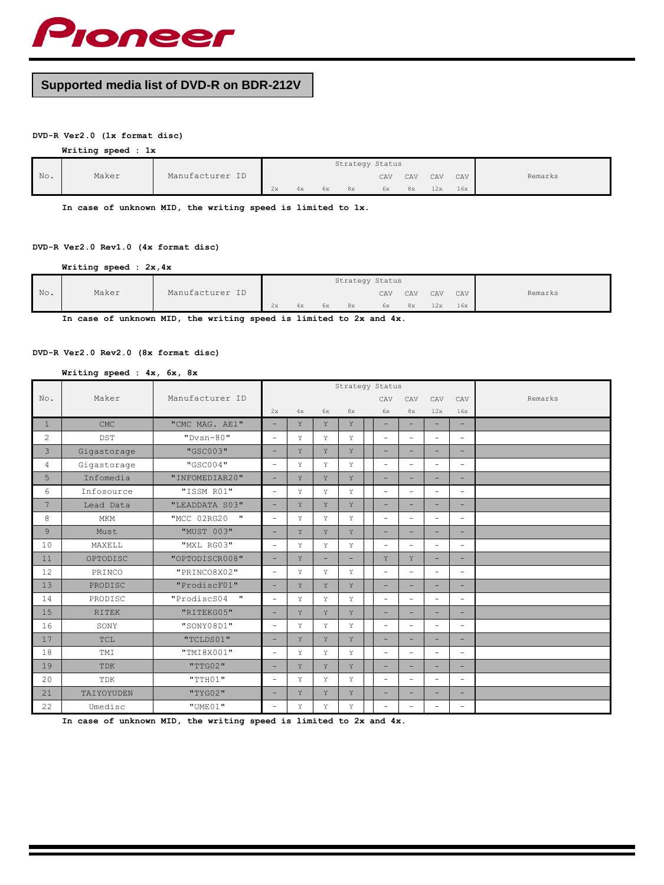# Supported media list of DVD-R on BDR-212V

**DVD-R Ver2.0 (1x format disc)**

**Writing speed : 1x**

| No. | Maker | Manufacturer ID | Strategy Status | | | | | | | | Remarks |
|---|---|---|---|---|---|---|---|---|---|---|---|
| | | | | | | | CAV | CAV | CAV | CAV | |
| | | | 2x | 4x | 6x | 8x | 6x | 8x | 12x | 16x | |

**In case of unknown MID, the writing speed is limited to 1x.**

**DVD-R Ver2.0 Rev1.0 (4x format disc)**

**Writing speed : 2x,4x**

| No. | Maker | Manufacturer ID | Strategy Status | | | | | | | | Remarks |
|---|---|---|---|---|---|---|---|---|---|---|---|
| | | | | | | | CAV | CAV | CAV | CAV | |
| | | | 2x | 4x | 6x | 8x | 6x | 8x | 12x | 16x | |

**In case of unknown MID, the writing speed is limited to 2x and 4x.**

**DVD-R Ver2.0 Rev2.0 (8x format disc)**

**Writing speed : 4x, 6x, 8x**

| No. | Maker | Manufacturer ID | Strategy Status | | | | | | | | Remarks |
|---|---|---|---|---|---|---|---|---|---|---|---|
| | | | | | | | CAV | CAV | CAV | CAV | |
| | | | 2x | 4x | 6x | 8x | 6x | 8x | 12x | 16x | |
| 1 | CMC | "CMC MAG. AE1" | - | Y | Y | Y | - | - | - | - | |
| 2 | DST | "Dvsn-80" | - | Y | Y | Y | - | - | - | - | |
| 3 | Gigastorage | "GSC003" | - | Y | Y | Y | - | - | - | - | |
| 4 | Gigastorage | "GSC004" | - | Y | Y | Y | - | - | - | - | |
| 5 | Infomedia | "INFOMEDIAR20" | - | Y | Y | Y | - | - | - | - | |
| 6 | Infosource | "ISSM R01" | - | Y | Y | Y | - | - | - | - | |
| 7 | Lead Data | "LEADDATA S03" | - | Y | Y | Y | - | - | - | - | |
| 8 | MKM | "MCC 02RG20 " | - | Y | Y | Y | - | - | - | - | |
| 9 | Must | "MUST 003" | - | Y | Y | Y | - | - | - | - | |
| 10 | MAXELL | "MXL RG03" | - | Y | Y | Y | - | - | - | - | |
| 11 | OPTODISC | "OPTODISCR008" | - | Y | - | - | Y | Y | - | - | |
| 12 | PRINCO | "PRINCO8X02" | - | Y | Y | Y | - | - | - | - | |
| 13 | PRODISC | "ProdiscF01" | - | Y | Y | Y | - | - | - | - | |
| 14 | PRODISC | "ProdiscS04 " | - | Y | Y | Y | - | - | - | - | |
| 15 | RITEK | "RITEKG05" | - | Y | Y | Y | - | - | - | - | |
| 16 | SONY | "SONY08D1" | - | Y | Y | Y | - | - | - | - | |
| 17 | TCL | "TCLDS01" | - | Y | Y | Y | - | - | - | - | |
| 18 | TMI | "TMI8X001" | - | Y | Y | Y | - | - | - | - | |
| 19 | TDK | "TTG02" | - | Y | Y | Y | - | - | - | - | |
| 20 | TDK | "TTH01" | - | Y | Y | Y | - | - | - | - | |
| 21 | TAIYOYUDEN | "TYG02" | - | Y | Y | Y | - | - | - | - | |
| 22 | Umedisc | "UME01" | - | Y | Y | Y | - | - | - | - | |

**In case of unknown MID, the writing speed is limited to 2x and 4x.**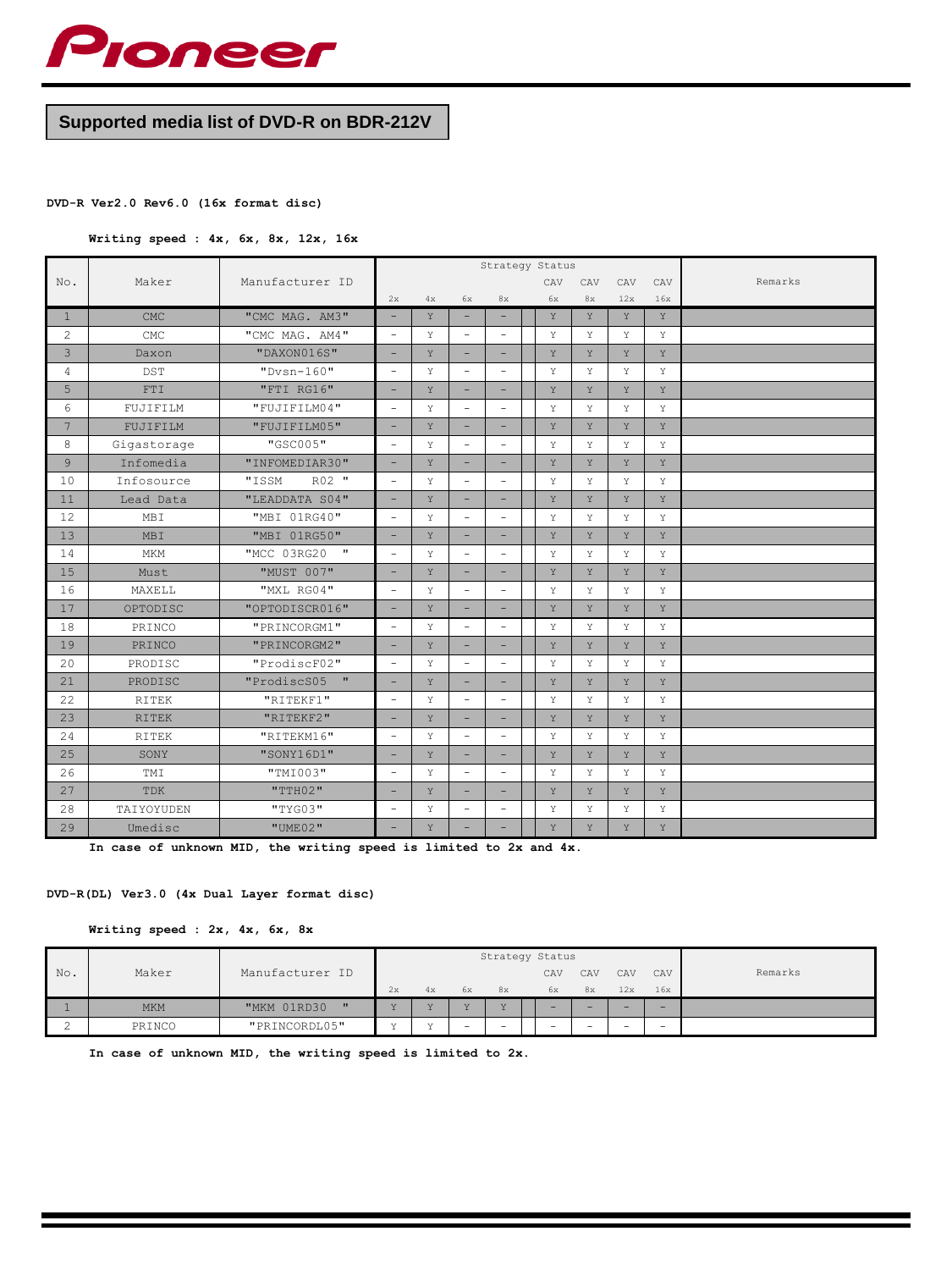# Pioneer

## Supported media list of DVD-R on BDR-212V

**DVD-R Ver2.0 Rev6.0 (16x format disc)**

**Writing speed : 4x, 6x, 8x, 12x, 16x**

| No. | Maker | Manufacturer ID | Strategy Status | | | | | | | | | Remarks |
|---|---|---|---|---|---|---|---|---|---|---|---|---|
| | | | 2x | 4x | 6x | 8x | | CAV 6x | CAV 8x | CAV 12x | CAV 16x | |
| 1 | CMC | "CMC MAG. AM3" | - | Y | - | - | | Y | Y | Y | Y | |
| 2 | CMC | "CMC MAG. AM4" | - | Y | - | - | | Y | Y | Y | Y | |
| 3 | Daxon | "DAXON016S" | - | Y | - | - | | Y | Y | Y | Y | |
| 4 | DST | "Dvsn-160" | - | Y | - | - | | Y | Y | Y | Y | |
| 5 | FTI | "FTI RG16" | - | Y | - | - | | Y | Y | Y | Y | |
| 6 | FUJIFILM | "FUJIFILM04" | - | Y | - | - | | Y | Y | Y | Y | |
| 7 | FUJIFILM | "FUJIFILM05" | - | Y | - | - | | Y | Y | Y | Y | |
| 8 | Gigastorage | "GSC005" | - | Y | - | - | | Y | Y | Y | Y | |
| 9 | Infomedia | "INFOMEDIAR30" | - | Y | - | - | | Y | Y | Y | Y | |
| 10 | Infosource | "ISSM R02 " | - | Y | - | - | | Y | Y | Y | Y | |
| 11 | Lead Data | "LEADDATA S04" | - | Y | - | - | | Y | Y | Y | Y | |
| 12 | MBI | "MBI 01RG40" | - | Y | - | - | | Y | Y | Y | Y | |
| 13 | MBI | "MBI 01RG50" | - | Y | - | - | | Y | Y | Y | Y | |
| 14 | MKM | "MCC 03RG20 " | - | Y | - | - | | Y | Y | Y | Y | |
| 15 | Must | "MUST 007" | - | Y | - | - | | Y | Y | Y | Y | |
| 16 | MAXELL | "MXL RG04" | - | Y | - | - | | Y | Y | Y | Y | |
| 17 | OPTODISC | "OPTODISCR016" | - | Y | - | - | | Y | Y | Y | Y | |
| 18 | PRINCO | "PRINCORGM1" | - | Y | - | - | | Y | Y | Y | Y | |
| 19 | PRINCO | "PRINCORGM2" | - | Y | - | - | | Y | Y | Y | Y | |
| 20 | PRODISC | "ProdiscF02" | - | Y | - | - | | Y | Y | Y | Y | |
| 21 | PRODISC | "ProdiscS05 " | - | Y | - | - | | Y | Y | Y | Y | |
| 22 | RITEK | "RITEKF1" | - | Y | - | - | | Y | Y | Y | Y | |
| 23 | RITEK | "RITEKF2" | - | Y | - | - | | Y | Y | Y | Y | |
| 24 | RITEK | "RITEKM16" | - | Y | - | - | | Y | Y | Y | Y | |
| 25 | SONY | "SONY16D1" | - | Y | - | - | | Y | Y | Y | Y | |
| 26 | TMI | "TMI003" | - | Y | - | - | | Y | Y | Y | Y | |
| 27 | TDK | "TTH02" | - | Y | - | - | | Y | Y | Y | Y | |
| 28 | TAIYOYUDEN | "TYG03" | - | Y | - | - | | Y | Y | Y | Y | |
| 29 | Umedisc | "UME02" | - | Y | - | - | | Y | Y | Y | Y | |

**In case of unknown MID, the writing speed is limited to 2x and 4x.**

**DVD-R(DL) Ver3.0 (4x Dual Layer format disc)**

**Writing speed : 2x, 4x, 6x, 8x**

| No. | Maker | Manufacturer ID | Strategy Status | | | | | | | | | Remarks |
|---|---|---|---|---|---|---|---|---|---|---|---|---|
| | | | 2x | 4x | 6x | 8x | | CAV 6x | CAV 8x | CAV 12x | CAV 16x | |
| 1 | MKM | "MKM 01RD30 " | Y | Y | Y | Y | | - | - | - | - | |
| 2 | PRINCO | "PRINCORDL05" | Y | Y | - | - | | - | - | - | - | |

**In case of unknown MID, the writing speed is limited to 2x.**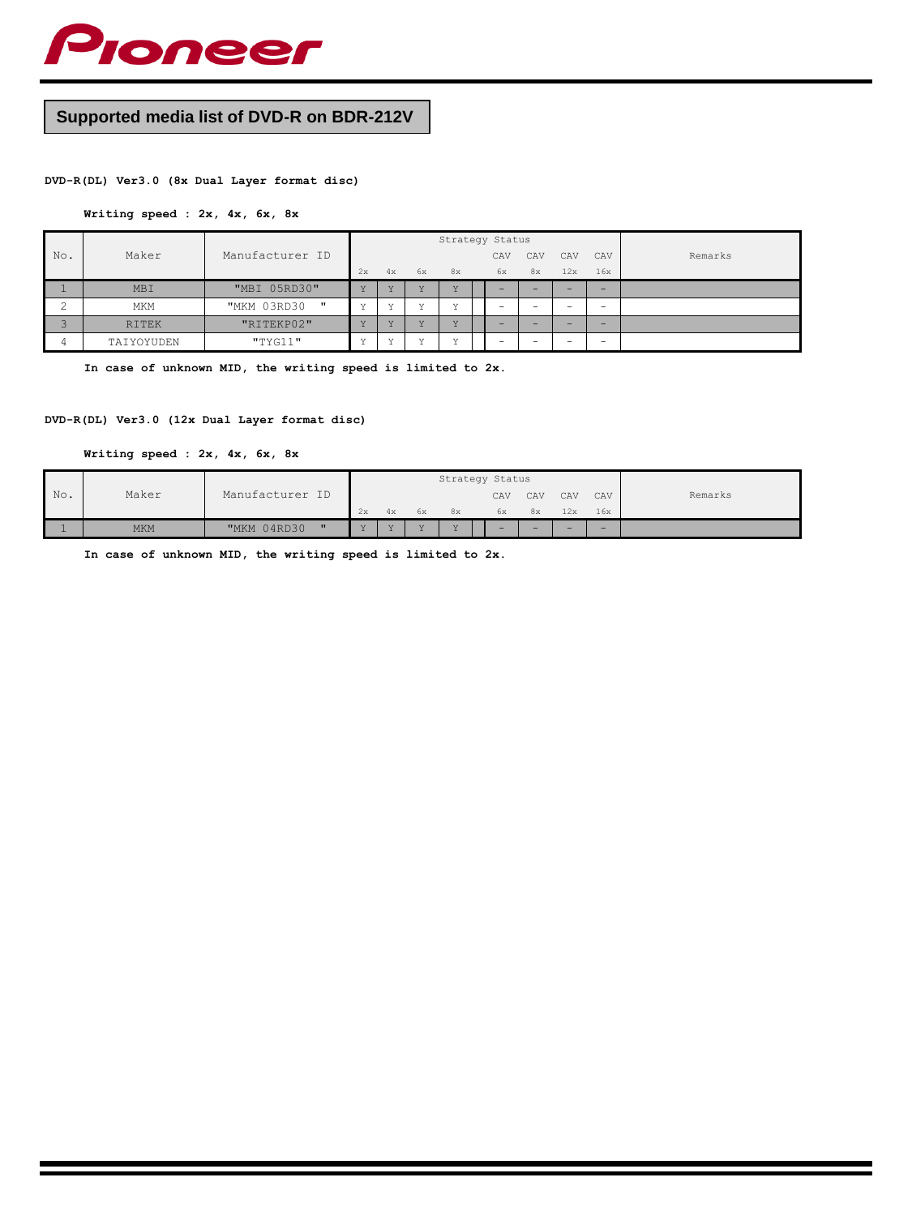## Supported media list of DVD-R on BDR-212V

**DVD-R(DL) Ver3.0 (8x Dual Layer format disc)**

**Writing speed : 2x, 4x, 6x, 8x**

| No. | Maker | Manufacturer ID | Strategy Status | | | | | | | | | Remarks |
|---|---|---|---|---|---|---|---|---|---|---|---|---|
| | | | 2x | 4x | 6x | 8x | | CAV 6x | CAV 8x | CAV 12x | CAV 16x | |
| 1 | MBI | "MBI 05RD30" | Y | Y | Y | Y | | – | – | – | – | |
| 2 | MKM | "MKM 03RD30 " | Y | Y | Y | Y | | – | – | – | – | |
| 3 | RITEK | "RITEKP02" | Y | Y | Y | Y | | – | – | – | – | |
| 4 | TAIYOYUDEN | "TYG11" | Y | Y | Y | Y | | – | – | – | – | |

**In case of unknown MID, the writing speed is limited to 2x.**

**DVD-R(DL) Ver3.0 (12x Dual Layer format disc)**

**Writing speed : 2x, 4x, 6x, 8x**

| No. | Maker | Manufacturer ID | Strategy Status | | | | | | | | | Remarks |
|---|---|---|---|---|---|---|---|---|---|---|---|---|
| | | | 2x | 4x | 6x | 8x | | CAV 6x | CAV 8x | CAV 12x | CAV 16x | |
| 1 | MKM | "MKM 04RD30 " | Y | Y | Y | Y | | – | – | – | – | |

**In case of unknown MID, the writing speed is limited to 2x.**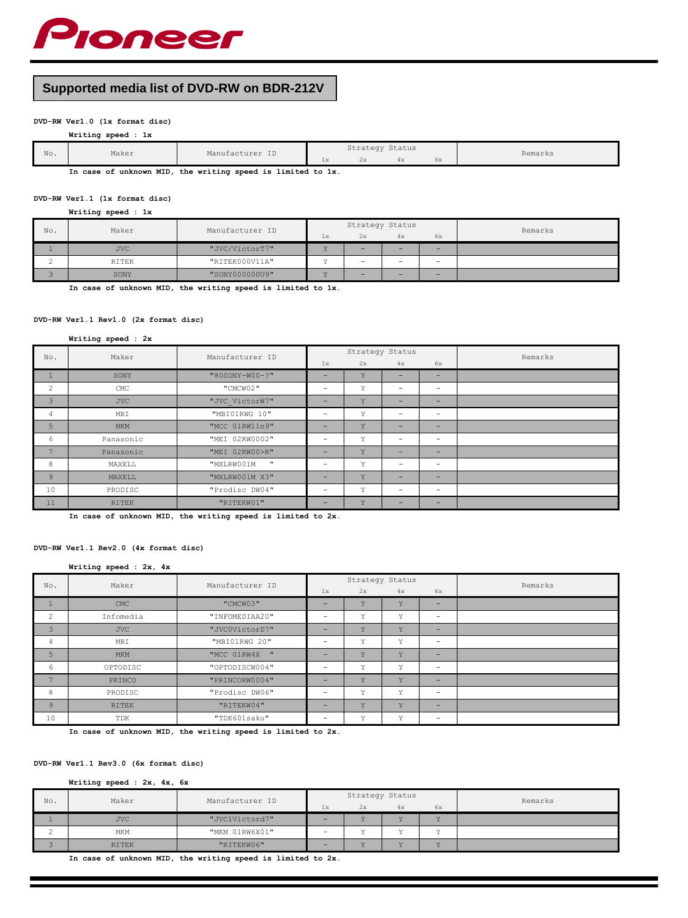Pioneer

# Supported media list of DVD-RW on BDR-212V

**DVD-RW Ver1.0 (1x format disc)**

**Writing speed : 1x**

| No. | Maker | Manufacturer ID | Strategy Status 1x | 2x | 4x | 6x | Remarks |
|---|---|---|---|---|---|---|---|

**In case of unknown MID, the writing speed is limited to 1x.**

**DVD-RW Ver1.1 (1x format disc)**

**Writing speed : 1x**

| No. | Maker | Manufacturer ID | Strategy Status 1x | 2x | 4x | 6x | Remarks |
|---|---|---|---|---|---|---|---|
| 1 | JVC | "JVC/VictorT7" | Y | – | – | – | |
| 2 | RITEK | "RITEK000V11A" | Y | – | – | – | |
| 3 | SONY | "SONY000000U9" | Y | – | – | – | |

**In case of unknown MID, the writing speed is limited to 1x.**

**DVD-RW Ver1.1 Rev1.0 (2x format disc)**

**Writing speed : 2x**

| No. | Maker | Manufacturer ID | Strategy Status 1x | 2x | 4x | 6x | Remarks |
|---|---|---|---|---|---|---|---|
| 1 | SONY | "80SONY-W00-?" | – | Y | – | – | |
| 2 | CMC | "CMCW02" | – | Y | – | – | |
| 3 | JVC | "JVC_VictorW7" | – | Y | – | – | |
| 4 | MBI | "MBI01RWG 10" | – | Y | – | – | |
| 5 | MKM | "MCC 01RW11n9" | – | Y | – | – | |
| 6 | Panasonic | "MEI 02RW0002" | – | Y | – | – | |
| 7 | Panasonic | "MEI 02RW00>R" | – | Y | – | – | |
| 8 | MAXELL | "MXLRW001M " | – | Y | – | – | |
| 9 | MAXELL | "MXLRW001M X3" | – | Y | – | – | |
| 10 | PRODISC | "Prodisc DW04" | – | Y | – | – | |
| 11 | RITEK | "RITEKW01" | – | Y | – | – | |

**In case of unknown MID, the writing speed is limited to 2x.**

**DVD-RW Ver1.1 Rev2.0 (4x format disc)**

**Writing speed : 2x, 4x**

| No. | Maker | Manufacturer ID | Strategy Status 1x | 2x | 4x | 6x | Remarks |
|---|---|---|---|---|---|---|---|
| 1 | CMC | "CMCW03" | – | Y | Y | – | |
| 2 | Infomedia | "INFOMEDIAA20" | – | Y | Y | – | |
| 3 | JVC | "JVC0VictorD7" | – | Y | Y | – | |
| 4 | MBI | "MBI01RWG 20" | – | Y | Y | – | |
| 5 | MKM | "MCC 01RW4X " | – | Y | Y | – | |
| 6 | OPTODISC | "OPTODISCW004" | – | Y | Y | – | |
| 7 | PRINCO | "PRINCORW0004" | – | Y | Y | – | |
| 8 | PRODISC | "Prodisc DW06" | – | Y | Y | – | |
| 9 | RITEK | "RITEKW04" | – | Y | Y | – | |
| 10 | TDK | "TDK601saku" | – | Y | Y | – | |

**In case of unknown MID, the writing speed is limited to 2x.**

**DVD-RW Ver1.1 Rev3.0 (6x format disc)**

**Writing speed : 2x, 4x, 6x**

| No. | Maker | Manufacturer ID | Strategy Status 1x | 2x | 4x | 6x | Remarks |
|---|---|---|---|---|---|---|---|
| 1 | JVC | "JVC1Victord7" | – | Y | Y | Y | |
| 2 | MKM | "MKM 01RW6X01" | – | Y | Y | Y | |
| 3 | RITEK | "RITEKW06" | – | Y | Y | Y | |

**In case of unknown MID, the writing speed is limited to 2x.**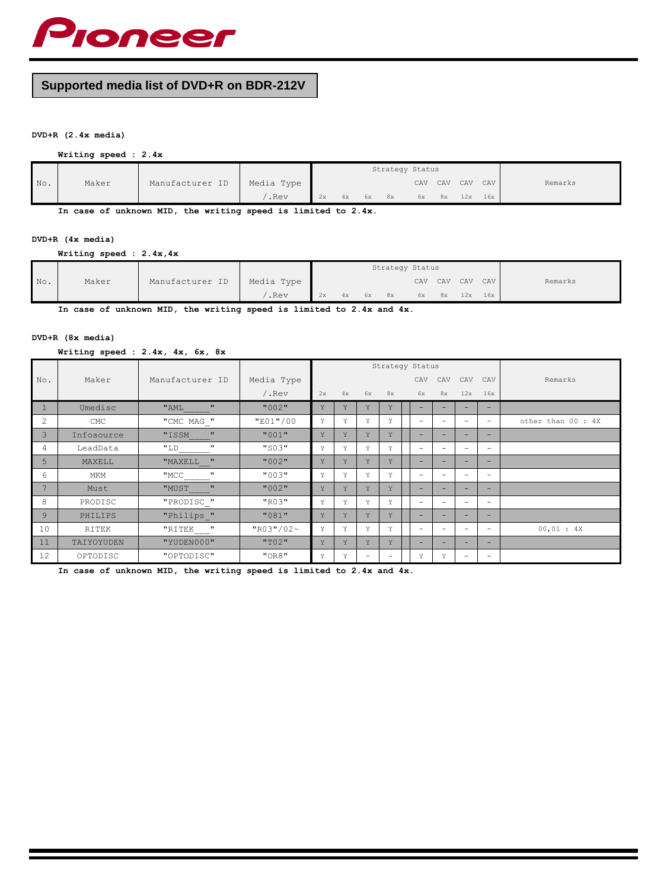## Supported media list of DVD+R on BDR-212V

**DVD+R (2.4x media)**

**Writing speed : 2.4x**

| No. | Maker | Manufacturer ID | Media Type /.Rev | Strategy Status 2x | 4x | 6x | 8x | CAV 6x | CAV 8x | CAV 12x | CAV 16x | Remarks |
|---|---|---|---|---|---|---|---|---|---|---|---|---|

**In case of unknown MID, the writing speed is limited to 2.4x.**

**DVD+R (4x media)**

**Writing speed : 2.4x,4x**

| No. | Maker | Manufacturer ID | Media Type /.Rev | Strategy Status 2x | 4x | 6x | 8x | CAV 6x | CAV 8x | CAV 12x | CAV 16x | Remarks |
|---|---|---|---|---|---|---|---|---|---|---|---|---|

**In case of unknown MID, the writing speed is limited to 2.4x and 4x.**

**DVD+R (8x media)**

**Writing speed : 2.4x, 4x, 6x, 8x**

| No. | Maker | Manufacturer ID | Media Type /.Rev | Strategy Status 2x | 4x | 6x | 8x | CAV 6x | CAV 8x | CAV 12x | CAV 16x | Remarks |
|---|---|---|---|---|---|---|---|---|---|---|---|---|
| 1 | Umedisc | "AML____" | "002" | Y | Y | Y | Y | - | - | - | - | |
| 2 | CMC | "CMC MAG_" | "E01"/00 | Y | Y | Y | Y | - | - | - | - | other than 00 : 4X |
| 3 | Infosource | "ISSM____" | "001" | Y | Y | Y | Y | - | - | - | - | |
| 4 | LeadData | "LD______" | "S03" | Y | Y | Y | Y | - | - | - | - | |
| 5 | MAXELL | "MAXELL__" | "002" | Y | Y | Y | Y | - | - | - | - | |
| 6 | MKM | "MCC_____" | "003" | Y | Y | Y | Y | - | - | - | - | |
| 7 | Must | "MUST____" | "002" | Y | Y | Y | Y | - | - | - | - | |
| 8 | PRODISC | "PRODISC_" | "R03" | Y | Y | Y | Y | - | - | - | - | |
| 9 | PHILIPS | "Philips_" | "081" | Y | Y | Y | Y | - | - | - | - | |
| 10 | RITEK | "RITEK___" | "R03"/02~ | Y | Y | Y | Y | - | - | - | - | 00,01 : 4X |
| 11 | TAIYOYUDEN | "YUDEN000" | "T02" | Y | Y | Y | Y | - | - | - | - | |
| 12 | OPTODISC | "OPTODISC" | "OR8" | Y | Y | - | - | Y | Y | - | - | |

**In case of unknown MID, the writing speed is limited to 2.4x and 4x.**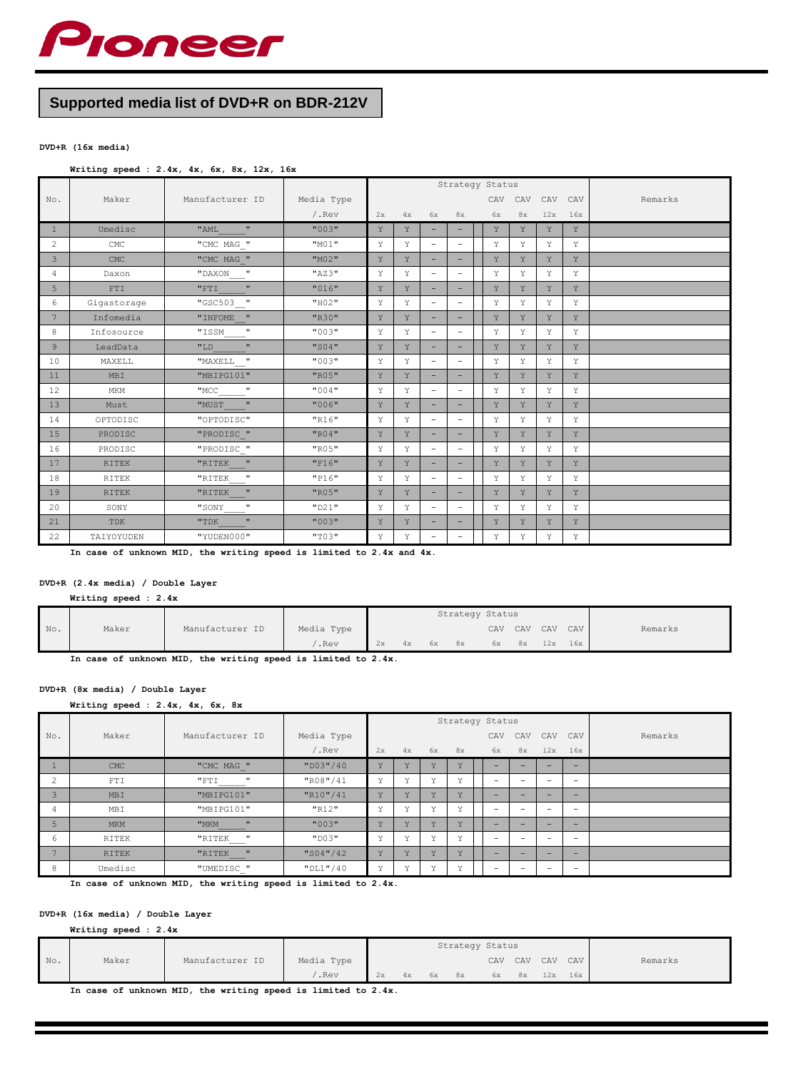# Pioneer

## Supported media list of DVD+R on BDR-212V

**DVD+R (16x media)**

**Writing speed : 2.4x, 4x, 6x, 8x, 12x, 16x**

| No. | Maker | Manufacturer ID | Media Type /.Rev | Strategy Status 2x | 4x | 6x | 8x | CAV 6x | CAV 8x | CAV 12x | CAV 16x | Remarks |
|---|---|---|---|---|---|---|---|---|---|---|---|---|
| 1 | Umedisc | "AML____" | "003" | Y | Y | - | - | Y | Y | Y | Y | |
| 2 | CMC | "CMC MAG_" | "M01" | Y | Y | - | - | Y | Y | Y | Y | |
| 3 | CMC | "CMC MAG_" | "M02" | Y | Y | - | - | Y | Y | Y | Y | |
| 4 | Daxon | "DAXON___" | "AZ3" | Y | Y | - | - | Y | Y | Y | Y | |
| 5 | FTI | "FTI_____" | "016" | Y | Y | - | - | Y | Y | Y | Y | |
| 6 | Gigastorage | "GSC503__" | "H02" | Y | Y | - | - | Y | Y | Y | Y | |
| 7 | Infomedia | "INFOME__" | "R30" | Y | Y | - | - | Y | Y | Y | Y | |
| 8 | Infosource | "ISSM____" | "003" | Y | Y | - | - | Y | Y | Y | Y | |
| 9 | LeadData | "LD______" | "S04" | Y | Y | - | - | Y | Y | Y | Y | |
| 10 | MAXELL | "MAXELL__" | "003" | Y | Y | - | - | Y | Y | Y | Y | |
| 11 | MBI | "MBIPG101" | "R05" | Y | Y | - | - | Y | Y | Y | Y | |
| 12 | MKM | "MCC_____" | "004" | Y | Y | - | - | Y | Y | Y | Y | |
| 13 | Must | "MUST____" | "006" | Y | Y | - | - | Y | Y | Y | Y | |
| 14 | OPTODISC | "OPTODISC" | "R16" | Y | Y | - | - | Y | Y | Y | Y | |
| 15 | PRODISC | "PRODISC_" | "R04" | Y | Y | - | - | Y | Y | Y | Y | |
| 16 | PRODISC | "PRODISC_" | "R05" | Y | Y | - | - | Y | Y | Y | Y | |
| 17 | RITEK | "RITEK___" | "F16" | Y | Y | - | - | Y | Y | Y | Y | |
| 18 | RITEK | "RITEK___" | "P16" | Y | Y | - | - | Y | Y | Y | Y | |
| 19 | RITEK | "RITEK___" | "R05" | Y | Y | - | - | Y | Y | Y | Y | |
| 20 | SONY | "SONY____" | "D21" | Y | Y | - | - | Y | Y | Y | Y | |
| 21 | TDK | "TDK_____" | "003" | Y | Y | - | - | Y | Y | Y | Y | |
| 22 | TAIYOYUDEN | "YUDEN000" | "T03" | Y | Y | - | - | Y | Y | Y | Y | |

**In case of unknown MID, the writing speed is limited to 2.4x and 4x.**

**DVD+R (2.4x media) / Double Layer**

**Writing speed : 2.4x**

| No. | Maker | Manufacturer ID | Media Type /.Rev | Strategy Status 2x | 4x | 6x | 8x | CAV 6x | CAV 8x | CAV 12x | CAV 16x | Remarks |
|---|---|---|---|---|---|---|---|---|---|---|---|---|

**In case of unknown MID, the writing speed is limited to 2.4x.**

**DVD+R (8x media) / Double Layer**

**Writing speed : 2.4x, 4x, 6x, 8x**

| No. | Maker | Manufacturer ID | Media Type /.Rev | Strategy Status 2x | 4x | 6x | 8x | CAV 6x | CAV 8x | CAV 12x | CAV 16x | Remarks |
|---|---|---|---|---|---|---|---|---|---|---|---|---|
| 1 | CMC | "CMC MAG_" | "D03"/40 | Y | Y | Y | Y | - | - | - | - | |
| 2 | FTI | "FTI_____" | "R08"/41 | Y | Y | Y | Y | - | - | - | - | |
| 3 | MBI | "MBIPG101" | "R10"/41 | Y | Y | Y | Y | - | - | - | - | |
| 4 | MBI | "MBIPG101" | "R12" | Y | Y | Y | Y | - | - | - | - | |
| 5 | MKM | "MKM_____" | "003" | Y | Y | Y | Y | - | - | - | - | |
| 6 | RITEK | "RITEK___" | "D03" | Y | Y | Y | Y | - | - | - | - | |
| 7 | RITEK | "RITEK___" | "S04"/42 | Y | Y | Y | Y | - | - | - | - | |
| 8 | Umedisc | "UMEDISC_" | "DL1"/40 | Y | Y | Y | Y | - | - | - | - | |

**In case of unknown MID, the writing speed is limited to 2.4x.**

**DVD+R (16x media) / Double Layer**

**Writing speed : 2.4x**

| No. | Maker | Manufacturer ID | Media Type /.Rev | Strategy Status 2x | 4x | 6x | 8x | CAV 6x | CAV 8x | CAV 12x | CAV 16x | Remarks |
|---|---|---|---|---|---|---|---|---|---|---|---|---|

**In case of unknown MID, the writing speed is limited to 2.4x.**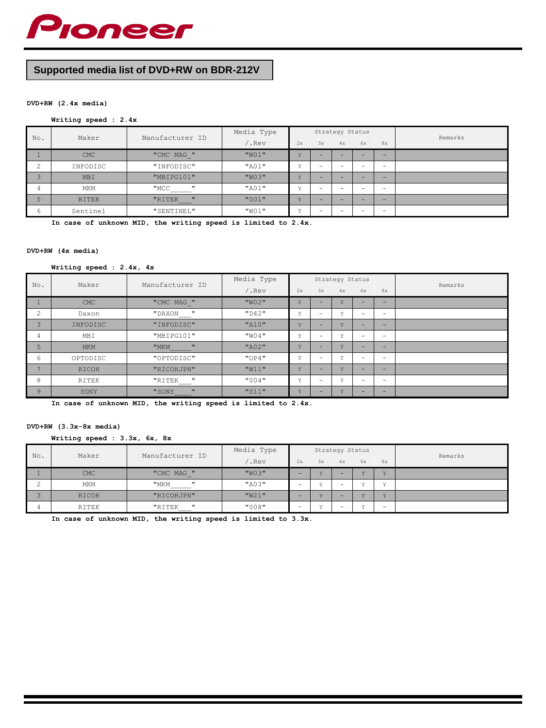Pioneer

# Supported media list of DVD+RW on BDR-212V

**DVD+RW (2.4x media)**

**Writing speed : 2.4x**

| No. | Maker | Manufacturer ID | Media Type /.Rev | Strategy Status | | | | | Remarks |
|---|---|---|---|---|---|---|---|---|---|
| | | | | 2x | 3x | 4x | 6x | 8x | |
| 1 | CMC | "CMC MAG_" | "W01" | Y | - | - | - | - | |
| 2 | INFODISC | "INFODISC" | "A01" | Y | - | - | - | - | |
| 3 | MBI | "MBIPG101" | "W03" | Y | - | - | - | - | |
| 4 | MKM | "MCC_____" | "A01" | Y | - | - | - | - | |
| 5 | RITEK | "RITEK___" | "001" | Y | - | - | - | - | |
| 6 | Sentinel | "SENTINEL" | "W01" | Y | - | - | - | - | |

**In case of unknown MID, the writing speed is limited to 2.4x.**

**DVD+RW (4x media)**

**Writing speed : 2.4x, 4x**

| No. | Maker | Manufacturer ID | Media Type /.Rev | Strategy Status | | | | | Remarks |
|---|---|---|---|---|---|---|---|---|---|
| | | | | 2x | 3x | 4x | 6x | 8x | |
| 1 | CMC | "CMC MAG_" | "W02" | Y | - | Y | - | - | |
| 2 | Daxon | "DAXON___" | "D42" | Y | - | Y | - | - | |
| 3 | INFODISC | "INFODISC" | "A10" | Y | - | Y | - | - | |
| 4 | MBI | "MBIPG101" | "W04" | Y | - | Y | - | - | |
| 5 | MKM | "MKM_____" | "A02" | Y | - | Y | - | - | |
| 6 | OPTODISC | "OPTODISC" | "OP4" | Y | - | Y | - | - | |
| 7 | RICOH | "RICOHJPN" | "W11" | Y | - | Y | - | - | |
| 8 | RITEK | "RITEK___" | "004" | Y | - | Y | - | - | |
| 9 | SONY | "SONY____" | "S11" | Y | - | Y | - | - | |

**In case of unknown MID, the writing speed is limited to 2.4x.**

**DVD+RW (3.3x-8x media)**

**Writing speed : 3.3x, 6x, 8x**

| No. | Maker | Manufacturer ID | Media Type /.Rev | Strategy Status | | | | | Remarks |
|---|---|---|---|---|---|---|---|---|---|
| | | | | 2x | 3x | 4x | 6x | 8x | |
| 1 | CMC | "CMC MAG_" | "W03" | - | Y | - | Y | Y | |
| 2 | MKM | "MKM_____" | "A03" | - | Y | - | Y | Y | |
| 3 | RICOH | "RICOHJPN" | "W21" | - | Y | - | Y | Y | |
| 4 | RITEK | "RITEK___" | "008" | - | Y | - | Y | - | |

**In case of unknown MID, the writing speed is limited to 3.3x.**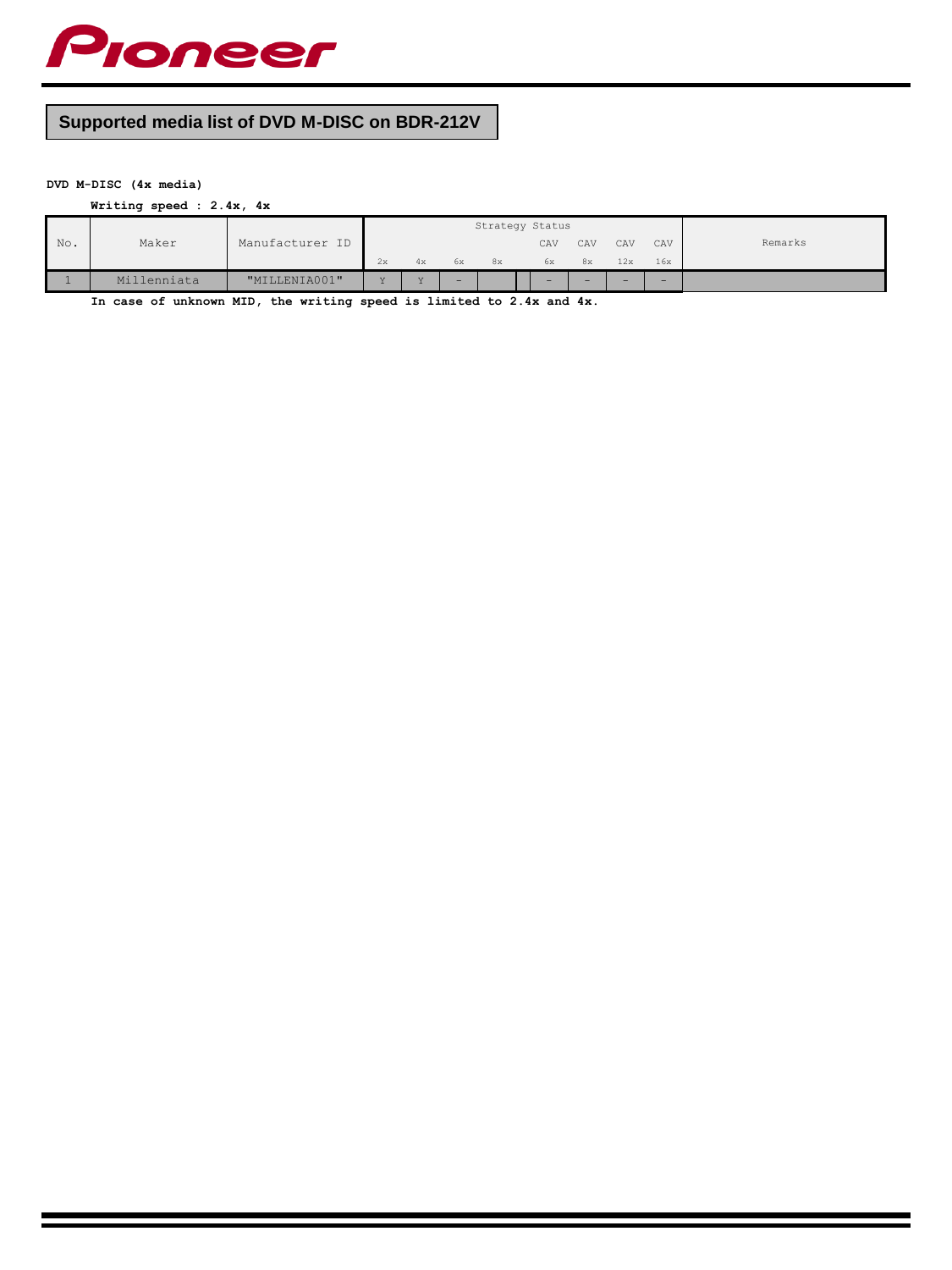# Supported media list of DVD M-DISC on BDR-212V

**DVD M-DISC (4x media)**

**Writing speed : 2.4x, 4x**

| No. | Maker | Manufacturer ID | Strategy Status | | | | | | | | Remarks |
|---|---|---|---|---|---|---|---|---|---|---|---|
| | | | | | | | CAV | CAV | CAV | CAV | |
| | | | 2x | 4x | 6x | 8x | 6x | 8x | 12x | 16x | |
| 1 | Millenniata | "MILLENIA001" | Y | Y | - | | - | - | - | - | |

**In case of unknown MID, the writing speed is limited to 2.4x and 4x.**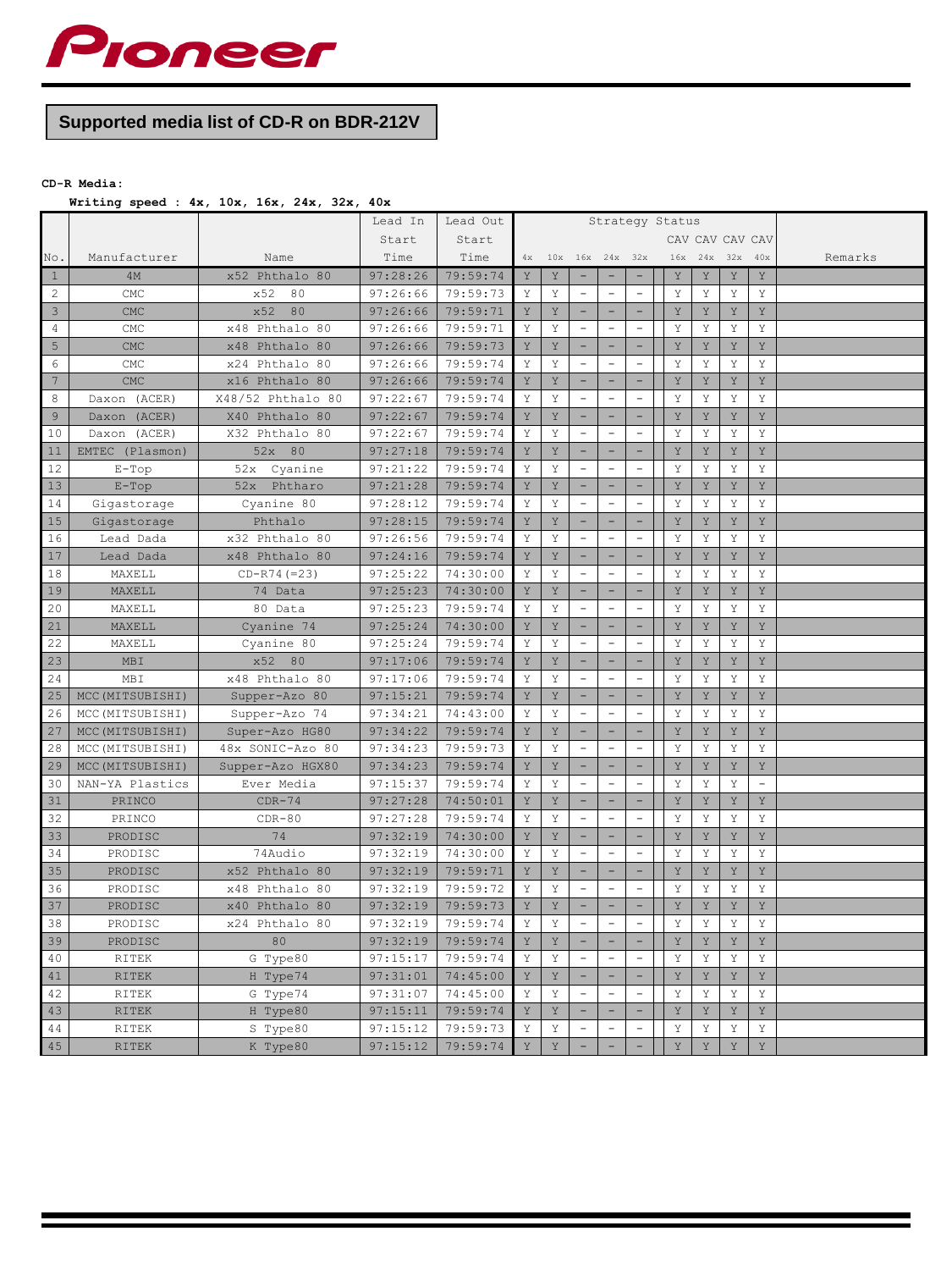# Supported media list of CD-R on BDR-212V

**CD-R Media:**

**Writing speed : 4x, 10x, 16x, 24x, 32x, 40x**

| No. | Manufacturer | Name | Lead In Start Time | Lead Out Start Time | Strategy Status | | | | | | | | | Remarks |
|---|---|---|---|---|---|---|---|---|---|---|---|---|---|---|
| | | | | | 4x | 10x | 16x | 24x | 32x | CAV 16x | CAV 24x | CAV 32x | CAV 40x | |
| 1 | 4M | x52 Phthalo 80 | 97:28:26 | 79:59:74 | Y | Y | - | - | - | Y | Y | Y | Y | |
| 2 | CMC | x52 80 | 97:26:66 | 79:59:73 | Y | Y | - | - | - | Y | Y | Y | Y | |
| 3 | CMC | x52 80 | 97:26:66 | 79:59:71 | Y | Y | - | - | - | Y | Y | Y | Y | |
| 4 | CMC | x48 Phthalo 80 | 97:26:66 | 79:59:71 | Y | Y | - | - | - | Y | Y | Y | Y | |
| 5 | CMC | x48 Phthalo 80 | 97:26:66 | 79:59:73 | Y | Y | - | - | - | Y | Y | Y | Y | |
| 6 | CMC | x24 Phthalo 80 | 97:26:66 | 79:59:74 | Y | Y | - | - | - | Y | Y | Y | Y | |
| 7 | CMC | x16 Phthalo 80 | 97:26:66 | 79:59:74 | Y | Y | - | - | - | Y | Y | Y | Y | |
| 8 | Daxon (ACER) | X48/52 Phthalo 80 | 97:22:67 | 79:59:74 | Y | Y | - | - | - | Y | Y | Y | Y | |
| 9 | Daxon (ACER) | X40 Phthalo 80 | 97:22:67 | 79:59:74 | Y | Y | - | - | - | Y | Y | Y | Y | |
| 10 | Daxon (ACER) | X32 Phthalo 80 | 97:22:67 | 79:59:74 | Y | Y | - | - | - | Y | Y | Y | Y | |
| 11 | EMTEC (Plasmon) | 52x 80 | 97:27:18 | 79:59:74 | Y | Y | - | - | - | Y | Y | Y | Y | |
| 12 | E-Top | 52x Cyanine | 97:21:22 | 79:59:74 | Y | Y | - | - | - | Y | Y | Y | Y | |
| 13 | E-Top | 52x Phtharo | 97:21:28 | 79:59:74 | Y | Y | - | - | - | Y | Y | Y | Y | |
| 14 | Gigastorage | Cyanine 80 | 97:28:12 | 79:59:74 | Y | Y | - | - | - | Y | Y | Y | Y | |
| 15 | Gigastorage | Phthalo | 97:28:15 | 79:59:74 | Y | Y | - | - | - | Y | Y | Y | Y | |
| 16 | Lead Dada | x32 Phthalo 80 | 97:26:56 | 79:59:74 | Y | Y | - | - | - | Y | Y | Y | Y | |
| 17 | Lead Dada | x48 Phthalo 80 | 97:24:16 | 79:59:74 | Y | Y | - | - | - | Y | Y | Y | Y | |
| 18 | MAXELL | CD-R74(=23) | 97:25:22 | 74:30:00 | Y | Y | - | - | - | Y | Y | Y | Y | |
| 19 | MAXELL | 74 Data | 97:25:23 | 74:30:00 | Y | Y | - | - | - | Y | Y | Y | Y | |
| 20 | MAXELL | 80 Data | 97:25:23 | 79:59:74 | Y | Y | - | - | - | Y | Y | Y | Y | |
| 21 | MAXELL | Cyanine 74 | 97:25:24 | 74:30:00 | Y | Y | - | - | - | Y | Y | Y | Y | |
| 22 | MAXELL | Cyanine 80 | 97:25:24 | 79:59:74 | Y | Y | - | - | - | Y | Y | Y | Y | |
| 23 | MBI | x52 80 | 97:17:06 | 79:59:74 | Y | Y | - | - | - | Y | Y | Y | Y | |
| 24 | MBI | x48 Phthalo 80 | 97:17:06 | 79:59:74 | Y | Y | - | - | - | Y | Y | Y | Y | |
| 25 | MCC(MITSUBISHI) | Supper-Azo 80 | 97:15:21 | 79:59:74 | Y | Y | - | - | - | Y | Y | Y | Y | |
| 26 | MCC(MITSUBISHI) | Supper-Azo 74 | 97:34:21 | 74:43:00 | Y | Y | - | - | - | Y | Y | Y | Y | |
| 27 | MCC(MITSUBISHI) | Super-Azo HG80 | 97:34:22 | 79:59:74 | Y | Y | - | - | - | Y | Y | Y | Y | |
| 28 | MCC(MITSUBISHI) | 48x SONIC-Azo 80 | 97:34:23 | 79:59:73 | Y | Y | - | - | - | Y | Y | Y | Y | |
| 29 | MCC(MITSUBISHI) | Supper-Azo HGX80 | 97:34:23 | 79:59:74 | Y | Y | - | - | - | Y | Y | Y | Y | |
| 30 | NAN-YA Plastics | Ever Media | 97:15:37 | 79:59:74 | Y | Y | - | - | - | Y | Y | Y | - | |
| 31 | PRINCO | CDR-74 | 97:27:28 | 74:50:01 | Y | Y | - | - | - | Y | Y | Y | Y | |
| 32 | PRINCO | CDR-80 | 97:27:28 | 79:59:74 | Y | Y | - | - | - | Y | Y | Y | Y | |
| 33 | PRODISC | 74 | 97:32:19 | 74:30:00 | Y | Y | - | - | - | Y | Y | Y | Y | |
| 34 | PRODISC | 74Audio | 97:32:19 | 74:30:00 | Y | Y | - | - | - | Y | Y | Y | Y | |
| 35 | PRODISC | x52 Phthalo 80 | 97:32:19 | 79:59:71 | Y | Y | - | - | - | Y | Y | Y | Y | |
| 36 | PRODISC | x48 Phthalo 80 | 97:32:19 | 79:59:72 | Y | Y | - | - | - | Y | Y | Y | Y | |
| 37 | PRODISC | x40 Phthalo 80 | 97:32:19 | 79:59:73 | Y | Y | - | - | - | Y | Y | Y | Y | |
| 38 | PRODISC | x24 Phthalo 80 | 97:32:19 | 79:59:74 | Y | Y | - | - | - | Y | Y | Y | Y | |
| 39 | PRODISC | 80 | 97:32:19 | 79:59:74 | Y | Y | - | - | - | Y | Y | Y | Y | |
| 40 | RITEK | G Type80 | 97:15:17 | 79:59:74 | Y | Y | - | - | - | Y | Y | Y | Y | |
| 41 | RITEK | H Type74 | 97:31:01 | 74:45:00 | Y | Y | - | - | - | Y | Y | Y | Y | |
| 42 | RITEK | G Type74 | 97:31:07 | 74:45:00 | Y | Y | - | - | - | Y | Y | Y | Y | |
| 43 | RITEK | H Type80 | 97:15:11 | 79:59:74 | Y | Y | - | - | - | Y | Y | Y | Y | |
| 44 | RITEK | S Type80 | 97:15:12 | 79:59:73 | Y | Y | - | - | - | Y | Y | Y | Y | |
| 45 | RITEK | K Type80 | 97:15:12 | 79:59:74 | Y | Y | - | - | - | Y | Y | Y | Y | |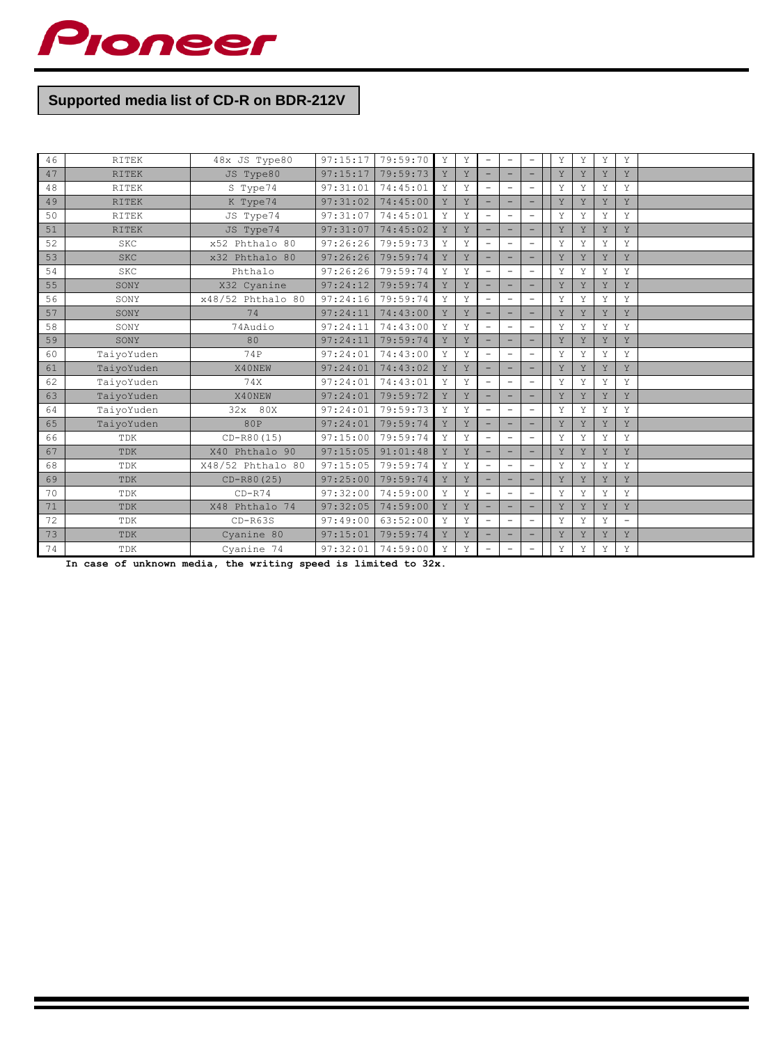# Supported media list of CD-R on BDR-212V

| | | | | | | | | | | | | | | | |
|---|---|---|---|---|---|---|---|---|---|---|---|---|---|---|---|
| 46 | RITEK | 48x JS Type80 | 97:15:17 | 79:59:70 | Y | Y | - | - | - | | Y | Y | Y | Y | |
| 47 | RITEK | JS Type80 | 97:15:17 | 79:59:73 | Y | Y | - | - | - | | Y | Y | Y | Y | |
| 48 | RITEK | S Type74 | 97:31:01 | 74:45:01 | Y | Y | - | - | - | | Y | Y | Y | Y | |
| 49 | RITEK | K Type74 | 97:31:02 | 74:45:00 | Y | Y | - | - | - | | Y | Y | Y | Y | |
| 50 | RITEK | JS Type74 | 97:31:07 | 74:45:01 | Y | Y | - | - | - | | Y | Y | Y | Y | |
| 51 | RITEK | JS Type74 | 97:31:07 | 74:45:02 | Y | Y | - | - | - | | Y | Y | Y | Y | |
| 52 | SKC | x52 Phthalo 80 | 97:26:26 | 79:59:73 | Y | Y | - | - | - | | Y | Y | Y | Y | |
| 53 | SKC | x32 Phthalo 80 | 97:26:26 | 79:59:74 | Y | Y | - | - | - | | Y | Y | Y | Y | |
| 54 | SKC | Phthalo | 97:26:26 | 79:59:74 | Y | Y | - | - | - | | Y | Y | Y | Y | |
| 55 | SONY | X32 Cyanine | 97:24:12 | 79:59:74 | Y | Y | - | - | - | | Y | Y | Y | Y | |
| 56 | SONY | x48/52 Phthalo 80 | 97:24:16 | 79:59:74 | Y | Y | - | - | - | | Y | Y | Y | Y | |
| 57 | SONY | 74 | 97:24:11 | 74:43:00 | Y | Y | - | - | - | | Y | Y | Y | Y | |
| 58 | SONY | 74Audio | 97:24:11 | 74:43:00 | Y | Y | - | - | - | | Y | Y | Y | Y | |
| 59 | SONY | 80 | 97:24:11 | 79:59:74 | Y | Y | - | - | - | | Y | Y | Y | Y | |
| 60 | TaiyoYuden | 74P | 97:24:01 | 74:43:00 | Y | Y | - | - | - | | Y | Y | Y | Y | |
| 61 | TaiyoYuden | X40NEW | 97:24:01 | 74:43:02 | Y | Y | - | - | - | | Y | Y | Y | Y | |
| 62 | TaiyoYuden | 74X | 97:24:01 | 74:43:01 | Y | Y | - | - | - | | Y | Y | Y | Y | |
| 63 | TaiyoYuden | X40NEW | 97:24:01 | 79:59:72 | Y | Y | - | - | - | | Y | Y | Y | Y | |
| 64 | TaiyoYuden | 32x 80X | 97:24:01 | 79:59:73 | Y | Y | - | - | - | | Y | Y | Y | Y | |
| 65 | TaiyoYuden | 80P | 97:24:01 | 79:59:74 | Y | Y | - | - | - | | Y | Y | Y | Y | |
| 66 | TDK | CD-R80(15) | 97:15:00 | 79:59:74 | Y | Y | - | - | - | | Y | Y | Y | Y | |
| 67 | TDK | X40 Phthalo 90 | 97:15:05 | 91:01:48 | Y | Y | - | - | - | | Y | Y | Y | Y | |
| 68 | TDK | X48/52 Phthalo 80 | 97:15:05 | 79:59:74 | Y | Y | - | - | - | | Y | Y | Y | Y | |
| 69 | TDK | CD-R80(25) | 97:25:00 | 79:59:74 | Y | Y | - | - | - | | Y | Y | Y | Y | |
| 70 | TDK | CD-R74 | 97:32:00 | 74:59:00 | Y | Y | - | - | - | | Y | Y | Y | Y | |
| 71 | TDK | X48 Phthalo 74 | 97:32:05 | 74:59:00 | Y | Y | - | - | - | | Y | Y | Y | Y | |
| 72 | TDK | CD-R63S | 97:49:00 | 63:52:00 | Y | Y | - | - | - | | Y | Y | Y | - | |
| 73 | TDK | Cyanine 80 | 97:15:01 | 79:59:74 | Y | Y | - | - | - | | Y | Y | Y | Y | |
| 74 | TDK | Cyanine 74 | 97:32:01 | 74:59:00 | Y | Y | - | - | - | | Y | Y | Y | Y | |

**In case of unknown media, the writing speed is limited to 32x.**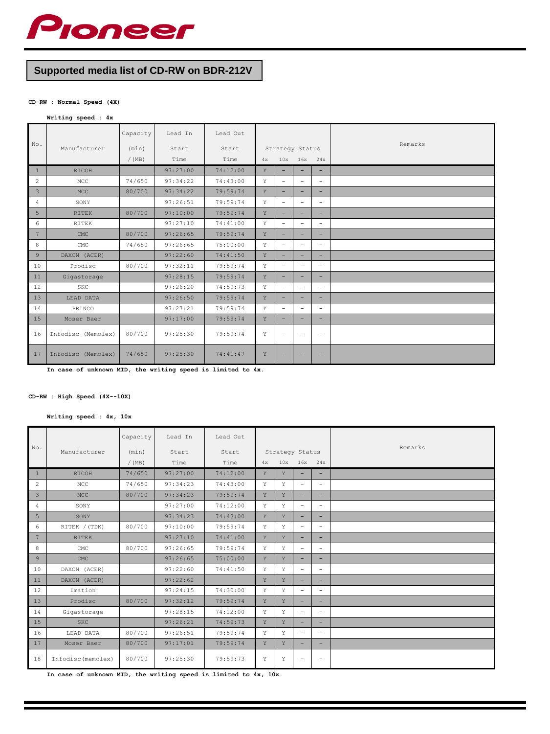Pioneer

# Supported media list of CD-RW on BDR-212V

**CD-RW : Normal Speed (4X)**

**Writing speed : 4x**

| No. | Manufacturer | Capacity (min) / (MB) | Lead In Start Time | Lead Out Start Time | Strategy Status 4x | 10x | 16x | 24x | Remarks |
|---|---|---|---|---|---|---|---|---|---|
| 1 | RICOH | | 97:27:00 | 74:12:00 | Y | – | – | – | |
| 2 | MCC | 74/650 | 97:34:22 | 74:43:00 | Y | – | – | – | |
| 3 | MCC | 80/700 | 97:34:22 | 79:59:74 | Y | – | – | – | |
| 4 | SONY | | 97:26:51 | 79:59:74 | Y | – | – | – | |
| 5 | RITEK | 80/700 | 97:10:00 | 79:59:74 | Y | – | – | – | |
| 6 | RITEK | | 97:27:10 | 74:41:00 | Y | – | – | – | |
| 7 | CMC | 80/700 | 97:26:65 | 79:59:74 | Y | – | – | – | |
| 8 | CMC | 74/650 | 97:26:65 | 75:00:00 | Y | – | – | – | |
| 9 | DAXON (ACER) | | 97:22:60 | 74:41:50 | Y | – | – | – | |
| 10 | Prodisc | 80/700 | 97:32:11 | 79:59:74 | Y | – | – | – | |
| 11 | Gigastorage | | 97:28:15 | 79:59:74 | Y | – | – | – | |
| 12 | SKC | | 97:26:20 | 74:59:73 | Y | – | – | – | |
| 13 | LEAD DATA | | 97:26:50 | 79:59:74 | Y | – | – | – | |
| 14 | PRINCO | | 97:27:21 | 79:59:74 | Y | – | – | – | |
| 15 | Moser Baer | | 97:17:00 | 79:59:74 | Y | – | – | – | |
| 16 | Infodisc (Memolex) | 80/700 | 97:25:30 | 79:59:74 | Y | – | – | – | |
| 17 | Infodisc (Memolex) | 74/650 | 97:25:30 | 74:41:47 | Y | – | – | – | |

**In case of unknown MID, the writing speed is limited to 4x.**

**CD-RW : High Speed (4X--10X)**

**Writing speed : 4x, 10x**

| No. | Manufacturer | Capacity (min) / (MB) | Lead In Start Time | Lead Out Start Time | Strategy Status 4x | 10x | 16x | 24x | Remarks |
|---|---|---|---|---|---|---|---|---|---|
| 1 | RICOH | 74/650 | 97:27:00 | 74:12:00 | Y | Y | – | – | |
| 2 | MCC | 74/650 | 97:34:23 | 74:43:00 | Y | Y | – | – | |
| 3 | MCC | 80/700 | 97:34:23 | 79:59:74 | Y | Y | – | – | |
| 4 | SONY | | 97:27:00 | 74:12:00 | Y | Y | – | – | |
| 5 | SONY | | 97:34:23 | 74:43:00 | Y | Y | – | – | |
| 6 | RITEK / (TDK) | 80/700 | 97:10:00 | 79:59:74 | Y | Y | – | – | |
| 7 | RITEK | | 97:27:10 | 74:41:00 | Y | Y | – | – | |
| 8 | CMC | 80/700 | 97:26:65 | 79:59:74 | Y | Y | – | – | |
| 9 | CMC | | 97:26:65 | 75:00:00 | Y | Y | – | – | |
| 10 | DAXON (ACER) | | 97:22:60 | 74:41:50 | Y | Y | – | – | |
| 11 | DAXON (ACER) | | 97:22:62 | | Y | Y | – | – | |
| 12 | Imation | | 97:24:15 | 74:30:00 | Y | Y | – | – | |
| 13 | Prodisc | 80/700 | 97:32:12 | 79:59:74 | Y | Y | – | – | |
| 14 | Gigastorage | | 97:28:15 | 74:12:00 | Y | Y | – | – | |
| 15 | SKC | | 97:26:21 | 74:59:73 | Y | Y | – | – | |
| 16 | LEAD DATA | 80/700 | 97:26:51 | 79:59:74 | Y | Y | – | – | |
| 17 | Moser Baer | 80/700 | 97:17:01 | 79:59:74 | Y | Y | – | – | |
| 18 | Infodisc(memolex) | 80/700 | 97:25:30 | 79:59:73 | Y | Y | – | – | |

**In case of unknown MID, the writing speed is limited to 4x, 10x.**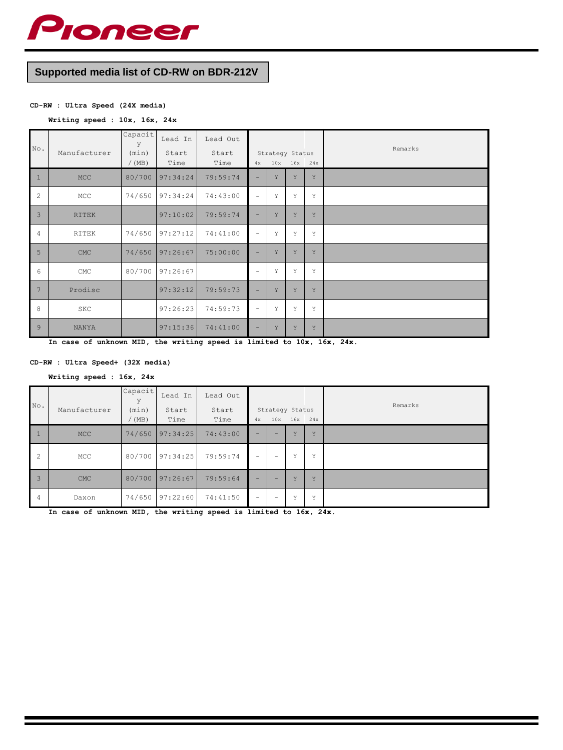# Supported media list of CD-RW on BDR-212V

**CD-RW : Ultra Speed (24X media)**

**Writing speed : 10x, 16x, 24x**

| No. | Manufacturer | Capacity (min) / (MB) | Lead In Start Time | Lead Out Start Time | Strategy Status 4x | 10x | 16x | 24x | Remarks |
|---|---|---|---|---|---|---|---|---|---|
| 1 | MCC | 80/700 | 97:34:24 | 79:59:74 | - | Y | Y | Y | |
| 2 | MCC | 74/650 | 97:34:24 | 74:43:00 | - | Y | Y | Y | |
| 3 | RITEK | | 97:10:02 | 79:59:74 | - | Y | Y | Y | |
| 4 | RITEK | 74/650 | 97:27:12 | 74:41:00 | - | Y | Y | Y | |
| 5 | CMC | 74/650 | 97:26:67 | 75:00:00 | - | Y | Y | Y | |
| 6 | CMC | 80/700 | 97:26:67 | | - | Y | Y | Y | |
| 7 | Prodisc | | 97:32:12 | 79:59:73 | - | Y | Y | Y | |
| 8 | SKC | | 97:26:23 | 74:59:73 | - | Y | Y | Y | |
| 9 | NANYA | | 97:15:36 | 74:41:00 | - | Y | Y | Y | |

**In case of unknown MID, the writing speed is limited to 10x, 16x, 24x.**

**CD-RW : Ultra Speed+ (32X media)**

**Writing speed : 16x, 24x**

| No. | Manufacturer | Capacity (min) / (MB) | Lead In Start Time | Lead Out Start Time | Strategy Status 4x | 10x | 16x | 24x | Remarks |
|---|---|---|---|---|---|---|---|---|---|
| 1 | MCC | 74/650 | 97:34:25 | 74:43:00 | - | - | Y | Y | |
| 2 | MCC | 80/700 | 97:34:25 | 79:59:74 | - | - | Y | Y | |
| 3 | CMC | 80/700 | 97:26:67 | 79:59:64 | - | - | Y | Y | |
| 4 | Daxon | 74/650 | 97:22:60 | 74:41:50 | - | - | Y | Y | |

**In case of unknown MID, the writing speed is limited to 16x, 24x.**